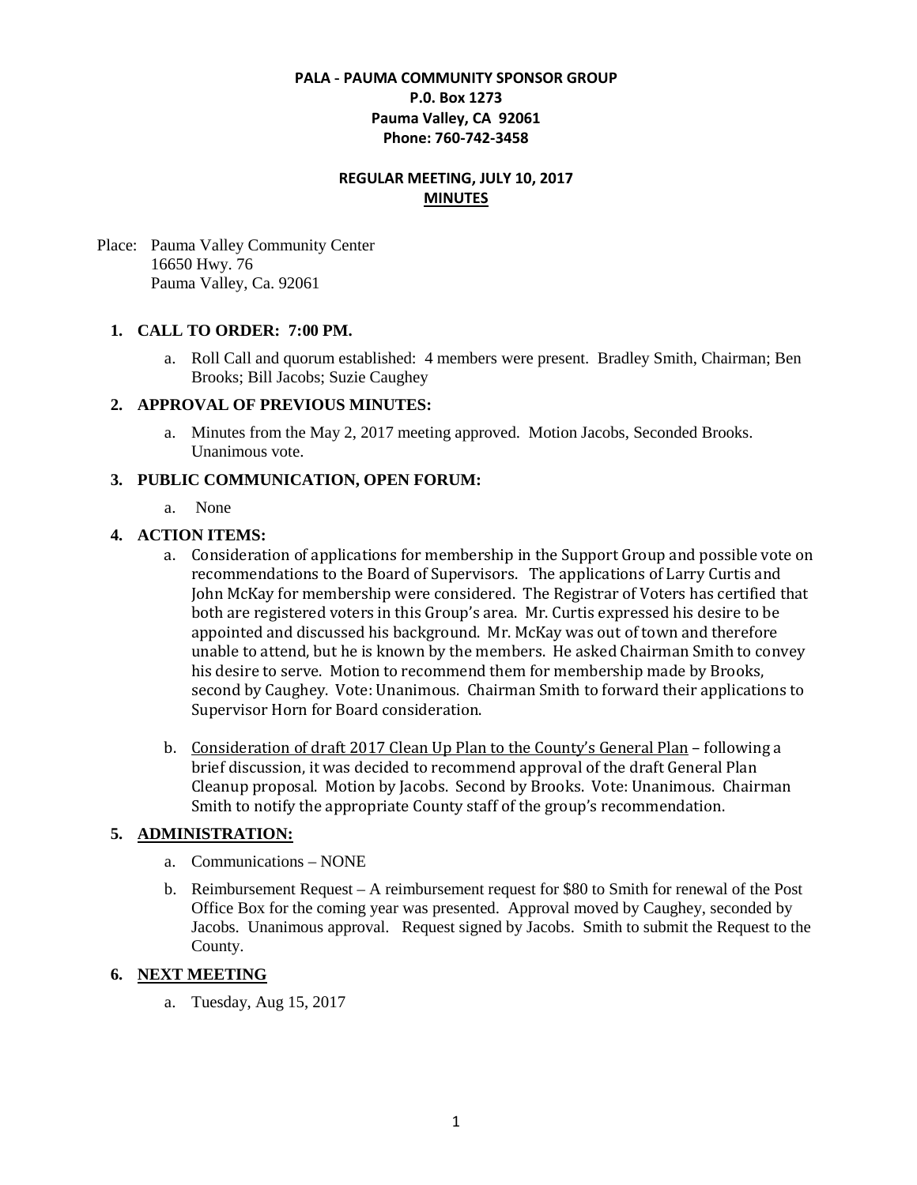**PALA - PAUMA COMMUNITY SPONSOR GROUP**
**P.0. Box 1273**
**Pauma Valley, CA 92061**
**Phone: 760-742-3458**

**REGULAR MEETING, JULY 10, 2017**
**MINUTES**

Place: Pauma Valley Community Center
16650 Hwy. 76
Pauma Valley, Ca. 92061

1. **CALL TO ORDER: 7:00 PM.**
    a. Roll Call and quorum established: 4 members were present. Bradley Smith, Chairman; Ben Brooks; Bill Jacobs; Suzie Caughey

2. **APPROVAL OF PREVIOUS MINUTES:**
    a. Minutes from the May 2, 2017 meeting approved. Motion Jacobs, Seconded Brooks. Unanimous vote.

3. **PUBLIC COMMUNICATION, OPEN FORUM:**
    a. None

4. **ACTION ITEMS:**
    a. Consideration of applications for membership in the Support Group and possible vote on recommendations to the Board of Supervisors. The applications of Larry Curtis and John McKay for membership were considered. The Registrar of Voters has certified that both are registered voters in this Group's area. Mr. Curtis expressed his desire to be appointed and discussed his background. Mr. McKay was out of town and therefore unable to attend, but he is known by the members. He asked Chairman Smith to convey his desire to serve. Motion to recommend them for membership made by Brooks, second by Caughey. Vote: Unanimous. Chairman Smith to forward their applications to Supervisor Horn for Board consideration.

    b. Consideration of draft 2017 Clean Up Plan to the County's General Plan – following a brief discussion, it was decided to recommend approval of the draft General Plan Cleanup proposal. Motion by Jacobs. Second by Brooks. Vote: Unanimous. Chairman Smith to notify the appropriate County staff of the group's recommendation.

5. **ADMINISTRATION:**
    a. Communications – NONE
    b. Reimbursement Request – A reimbursement request for $80 to Smith for renewal of the Post Office Box for the coming year was presented. Approval moved by Caughey, seconded by Jacobs. Unanimous approval. Request signed by Jacobs. Smith to submit the Request to the County.

6. **NEXT MEETING**
    a. Tuesday, Aug 15, 2017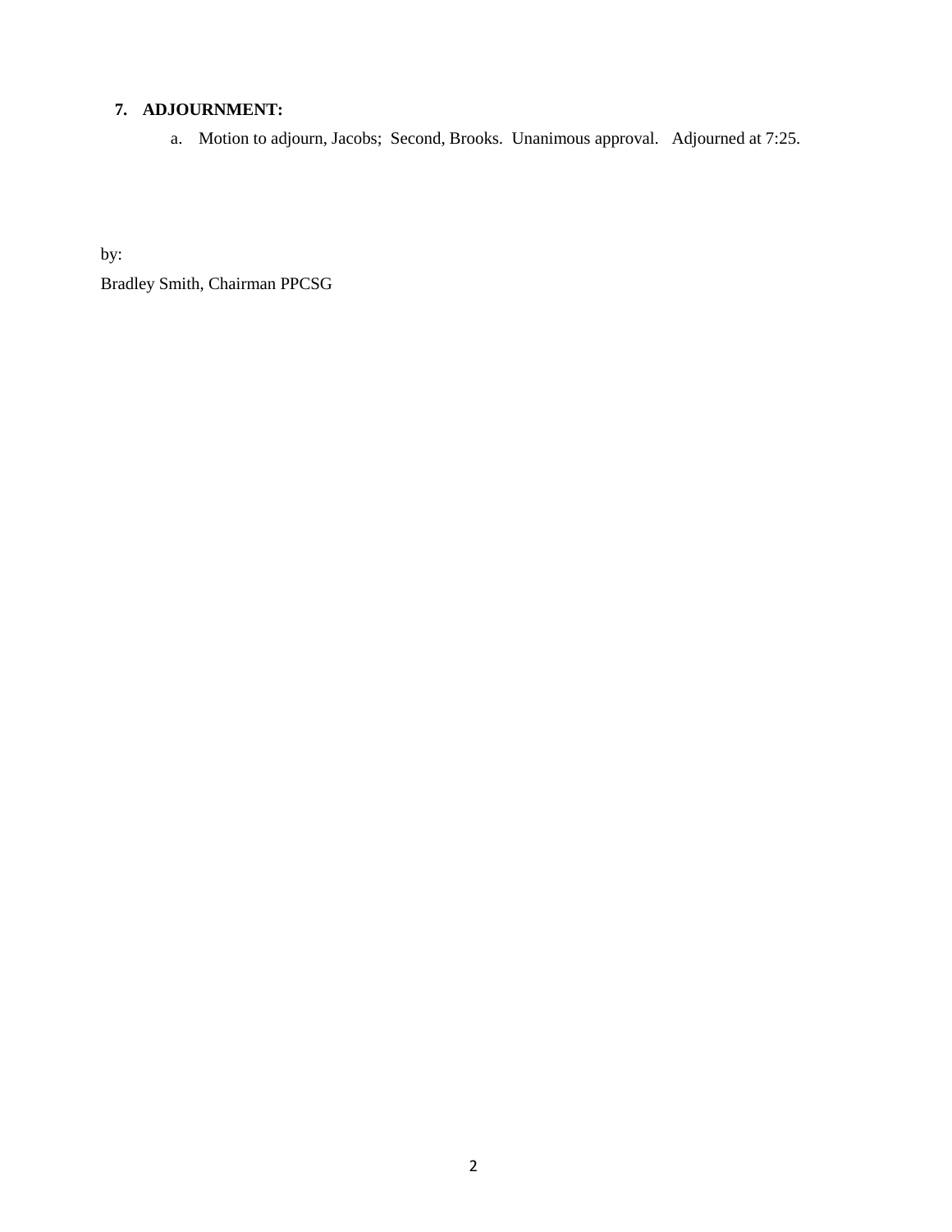7. **ADJOURNMENT:**
   a. Motion to adjourn, Jacobs; Second, Brooks. Unanimous approval. Adjourned at 7:25.

by:

Bradley Smith, Chairman PPCSG